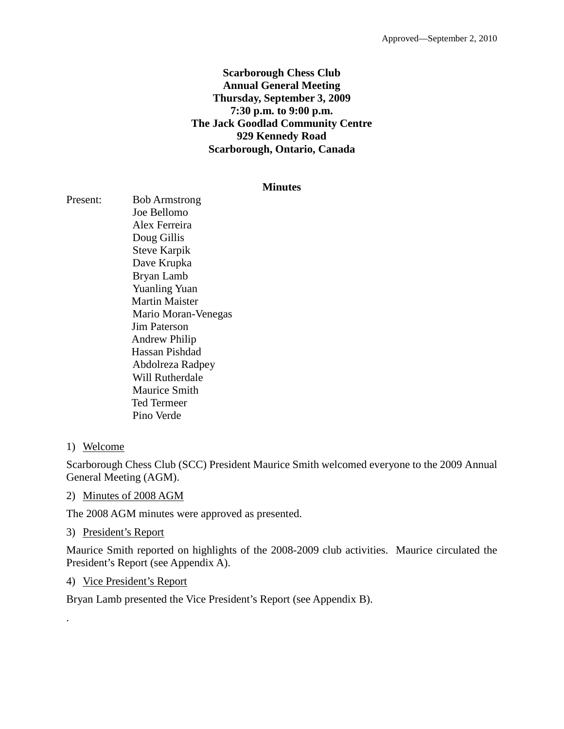Approved—September 2, 2010

**Scarborough Chess Club**
**Annual General Meeting**
**Thursday, September 3, 2009**
**7:30 p.m. to 9:00 p.m.**
**The Jack Goodlad Community Centre**
**929 Kennedy Road**
**Scarborough, Ontario, Canada**

**Minutes**

Present:
- Bob Armstrong
- Joe Bellomo
- Alex Ferreira
- Doug Gillis
- Steve Karpik
- Dave Krupka
- Bryan Lamb
- Yuanling Yuan
- Martin Maister
- Mario Moran-Venegas
- Jim Paterson
- Andrew Philip
- Hassan Pishdad
- Abdolreza Radpey
- Will Rutherdale
- Maurice Smith
- Ted Termeer
- Pino Verde

1) Welcome

Scarborough Chess Club (SCC) President Maurice Smith welcomed everyone to the 2009 Annual General Meeting (AGM).

2) Minutes of 2008 AGM

The 2008 AGM minutes were approved as presented.

3) President's Report

Maurice Smith reported on highlights of the 2008-2009 club activities. Maurice circulated the President's Report (see Appendix A).

4) Vice President's Report

Bryan Lamb presented the Vice President's Report (see Appendix B).

.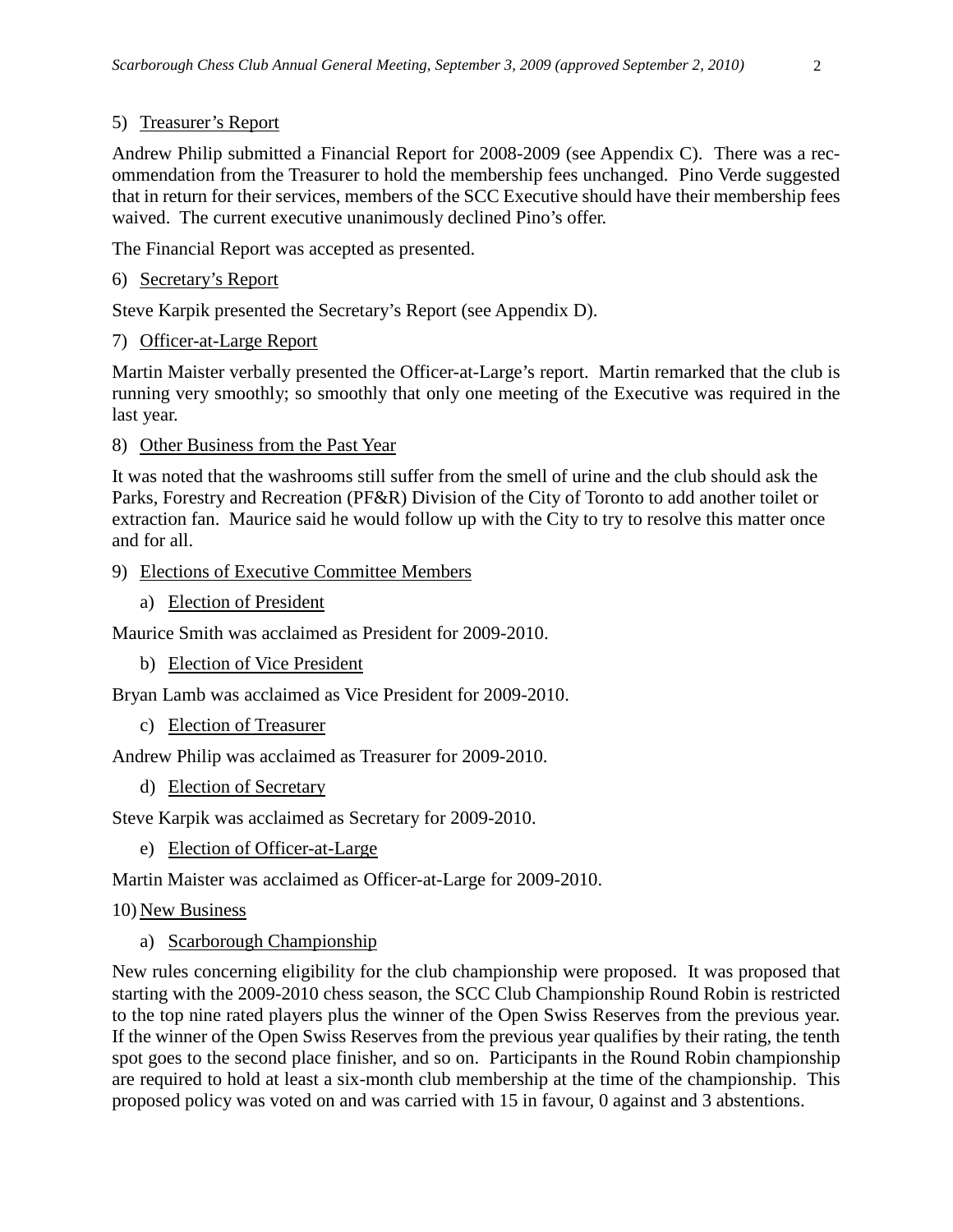5) Treasurer's Report

Andrew Philip submitted a Financial Report for 2008-2009 (see Appendix C). There was a recommendation from the Treasurer to hold the membership fees unchanged. Pino Verde suggested that in return for their services, members of the SCC Executive should have their membership fees waived. The current executive unanimously declined Pino's offer.

The Financial Report was accepted as presented.

6) Secretary's Report

Steve Karpik presented the Secretary's Report (see Appendix D).

7) Officer-at-Large Report

Martin Maister verbally presented the Officer-at-Large's report. Martin remarked that the club is running very smoothly; so smoothly that only one meeting of the Executive was required in the last year.

8) Other Business from the Past Year

It was noted that the washrooms still suffer from the smell of urine and the club should ask the Parks, Forestry and Recreation (PF&R) Division of the City of Toronto to add another toilet or extraction fan. Maurice said he would follow up with the City to try to resolve this matter once and for all.

9) Elections of Executive Committee Members

a) Election of President

Maurice Smith was acclaimed as President for 2009-2010.

b) Election of Vice President

Bryan Lamb was acclaimed as Vice President for 2009-2010.

c) Election of Treasurer

Andrew Philip was acclaimed as Treasurer for 2009-2010.

d) Election of Secretary

Steve Karpik was acclaimed as Secretary for 2009-2010.

e) Election of Officer-at-Large

Martin Maister was acclaimed as Officer-at-Large for 2009-2010.

10) New Business

a) Scarborough Championship

New rules concerning eligibility for the club championship were proposed. It was proposed that starting with the 2009-2010 chess season, the SCC Club Championship Round Robin is restricted to the top nine rated players plus the winner of the Open Swiss Reserves from the previous year. If the winner of the Open Swiss Reserves from the previous year qualifies by their rating, the tenth spot goes to the second place finisher, and so on. Participants in the Round Robin championship are required to hold at least a six-month club membership at the time of the championship. This proposed policy was voted on and was carried with 15 in favour, 0 against and 3 abstentions.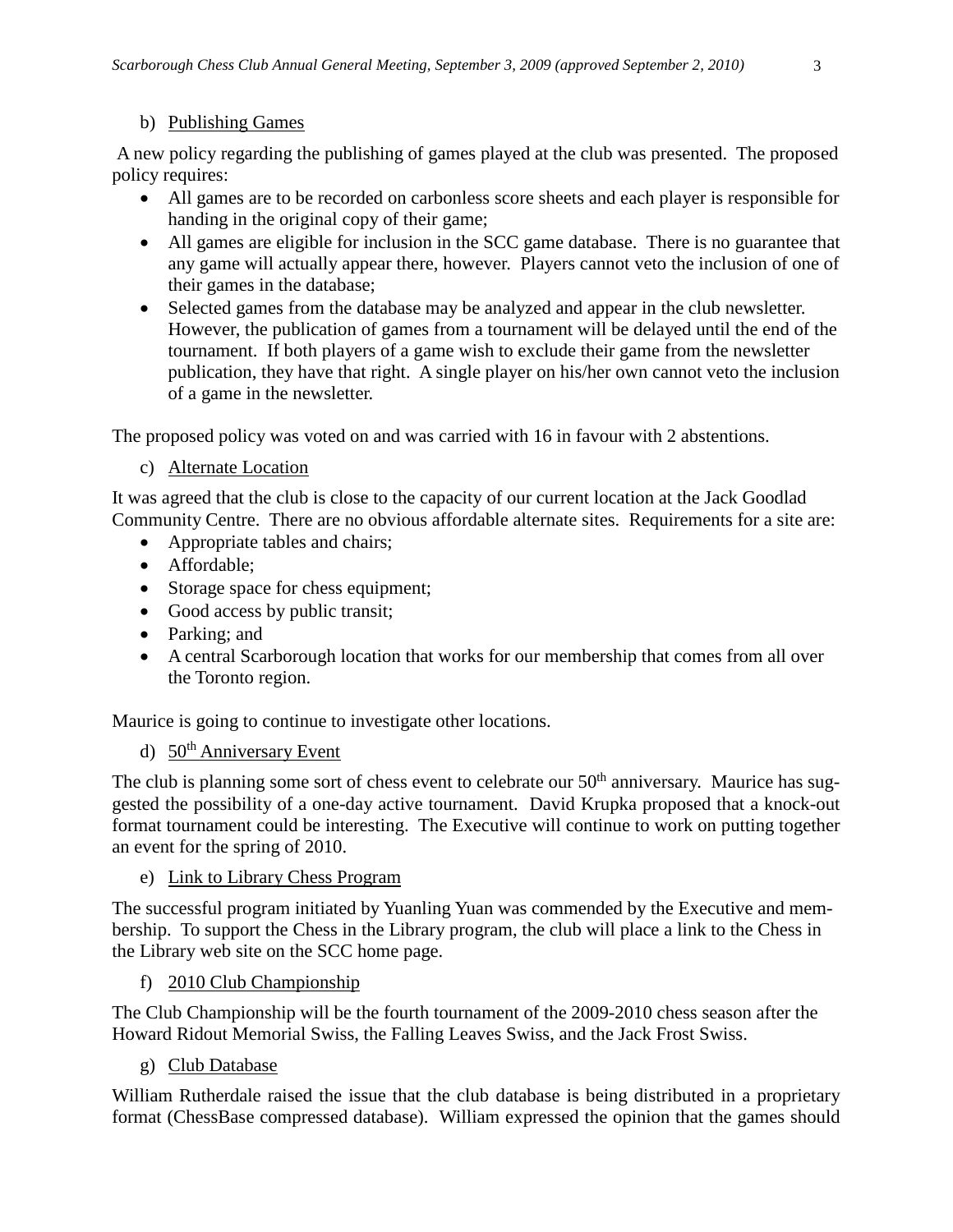b) Publishing Games

A new policy regarding the publishing of games played at the club was presented. The proposed policy requires:

- All games are to be recorded on carbonless score sheets and each player is responsible for handing in the original copy of their game;
- All games are eligible for inclusion in the SCC game database. There is no guarantee that any game will actually appear there, however. Players cannot veto the inclusion of one of their games in the database;
- Selected games from the database may be analyzed and appear in the club newsletter. However, the publication of games from a tournament will be delayed until the end of the tournament. If both players of a game wish to exclude their game from the newsletter publication, they have that right. A single player on his/her own cannot veto the inclusion of a game in the newsletter.

The proposed policy was voted on and was carried with 16 in favour with 2 abstentions.

c) Alternate Location

It was agreed that the club is close to the capacity of our current location at the Jack Goodlad Community Centre. There are no obvious affordable alternate sites. Requirements for a site are:

- Appropriate tables and chairs;
- Affordable;
- Storage space for chess equipment;
- Good access by public transit;
- Parking; and
- A central Scarborough location that works for our membership that comes from all over the Toronto region.

Maurice is going to continue to investigate other locations.

d) 50th Anniversary Event

The club is planning some sort of chess event to celebrate our 50th anniversary. Maurice has suggested the possibility of a one-day active tournament. David Krupka proposed that a knock-out format tournament could be interesting. The Executive will continue to work on putting together an event for the spring of 2010.

e) Link to Library Chess Program

The successful program initiated by Yuanling Yuan was commended by the Executive and membership. To support the Chess in the Library program, the club will place a link to the Chess in the Library web site on the SCC home page.

f) 2010 Club Championship

The Club Championship will be the fourth tournament of the 2009-2010 chess season after the Howard Ridout Memorial Swiss, the Falling Leaves Swiss, and the Jack Frost Swiss.

g) Club Database

William Rutherdale raised the issue that the club database is being distributed in a proprietary format (ChessBase compressed database). William expressed the opinion that the games should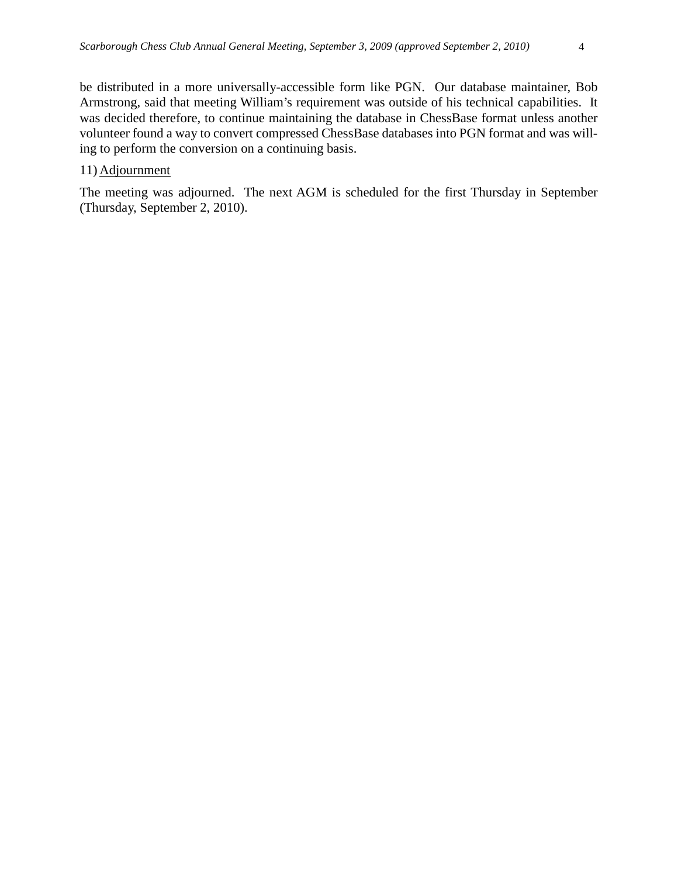be distributed in a more universally-accessible form like PGN. Our database maintainer, Bob Armstrong, said that meeting William's requirement was outside of his technical capabilities. It was decided therefore, to continue maintaining the database in ChessBase format unless another volunteer found a way to convert compressed ChessBase databases into PGN format and was willing to perform the conversion on a continuing basis.

11) Adjournment

The meeting was adjourned. The next AGM is scheduled for the first Thursday in September (Thursday, September 2, 2010).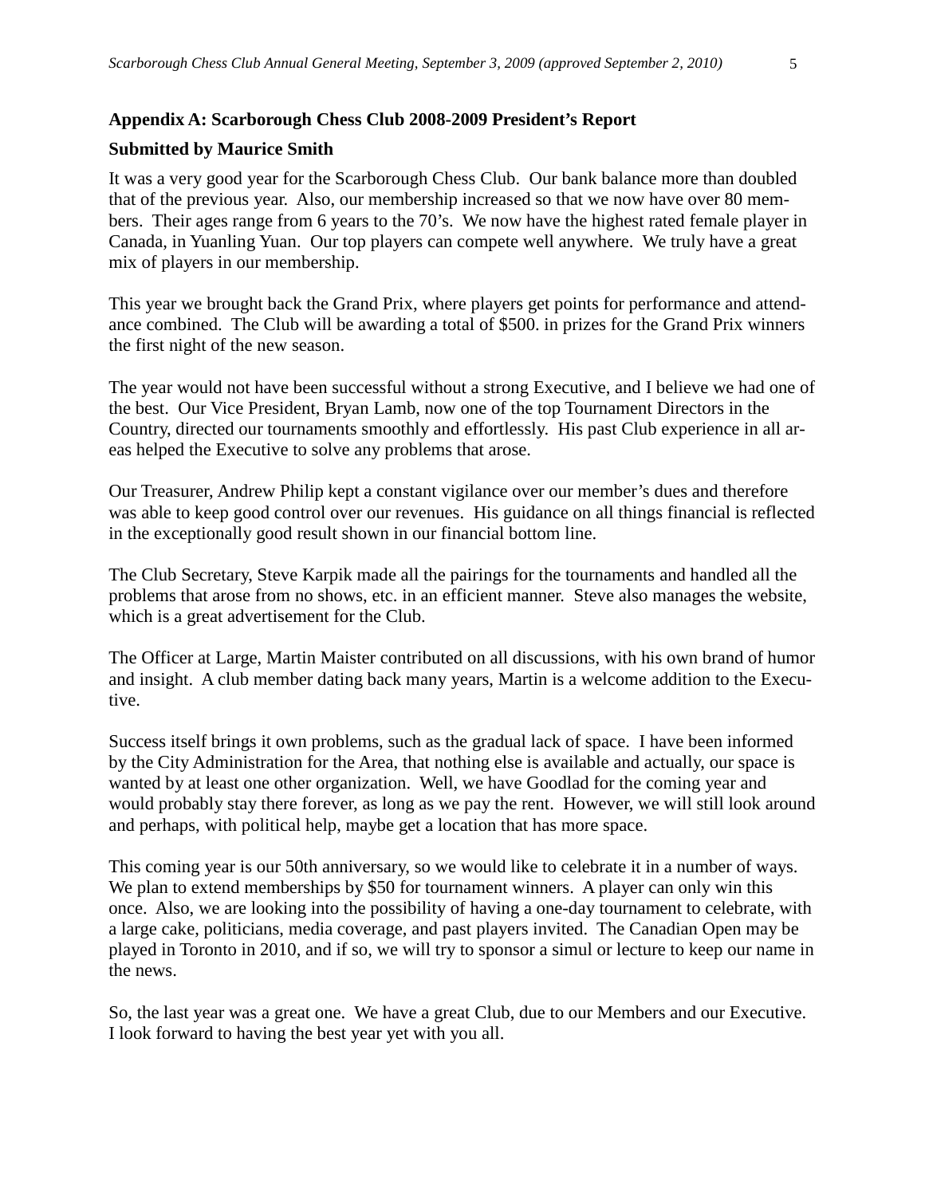**Appendix A: Scarborough Chess Club 2008-2009 President's Report**

**Submitted by Maurice Smith**

It was a very good year for the Scarborough Chess Club. Our bank balance more than doubled that of the previous year. Also, our membership increased so that we now have over 80 members. Their ages range from 6 years to the 70's. We now have the highest rated female player in Canada, in Yuanling Yuan. Our top players can compete well anywhere. We truly have a great mix of players in our membership.

This year we brought back the Grand Prix, where players get points for performance and attendance combined. The Club will be awarding a total of $500. in prizes for the Grand Prix winners the first night of the new season.

The year would not have been successful without a strong Executive, and I believe we had one of the best. Our Vice President, Bryan Lamb, now one of the top Tournament Directors in the Country, directed our tournaments smoothly and effortlessly. His past Club experience in all areas helped the Executive to solve any problems that arose.

Our Treasurer, Andrew Philip kept a constant vigilance over our member's dues and therefore was able to keep good control over our revenues. His guidance on all things financial is reflected in the exceptionally good result shown in our financial bottom line.

The Club Secretary, Steve Karpik made all the pairings for the tournaments and handled all the problems that arose from no shows, etc. in an efficient manner. Steve also manages the website, which is a great advertisement for the Club.

The Officer at Large, Martin Maister contributed on all discussions, with his own brand of humor and insight. A club member dating back many years, Martin is a welcome addition to the Executive.

Success itself brings it own problems, such as the gradual lack of space. I have been informed by the City Administration for the Area, that nothing else is available and actually, our space is wanted by at least one other organization. Well, we have Goodlad for the coming year and would probably stay there forever, as long as we pay the rent. However, we will still look around and perhaps, with political help, maybe get a location that has more space.

This coming year is our 50th anniversary, so we would like to celebrate it in a number of ways. We plan to extend memberships by $50 for tournament winners. A player can only win this once. Also, we are looking into the possibility of having a one-day tournament to celebrate, with a large cake, politicians, media coverage, and past players invited. The Canadian Open may be played in Toronto in 2010, and if so, we will try to sponsor a simul or lecture to keep our name in the news.

So, the last year was a great one. We have a great Club, due to our Members and our Executive. I look forward to having the best year yet with you all.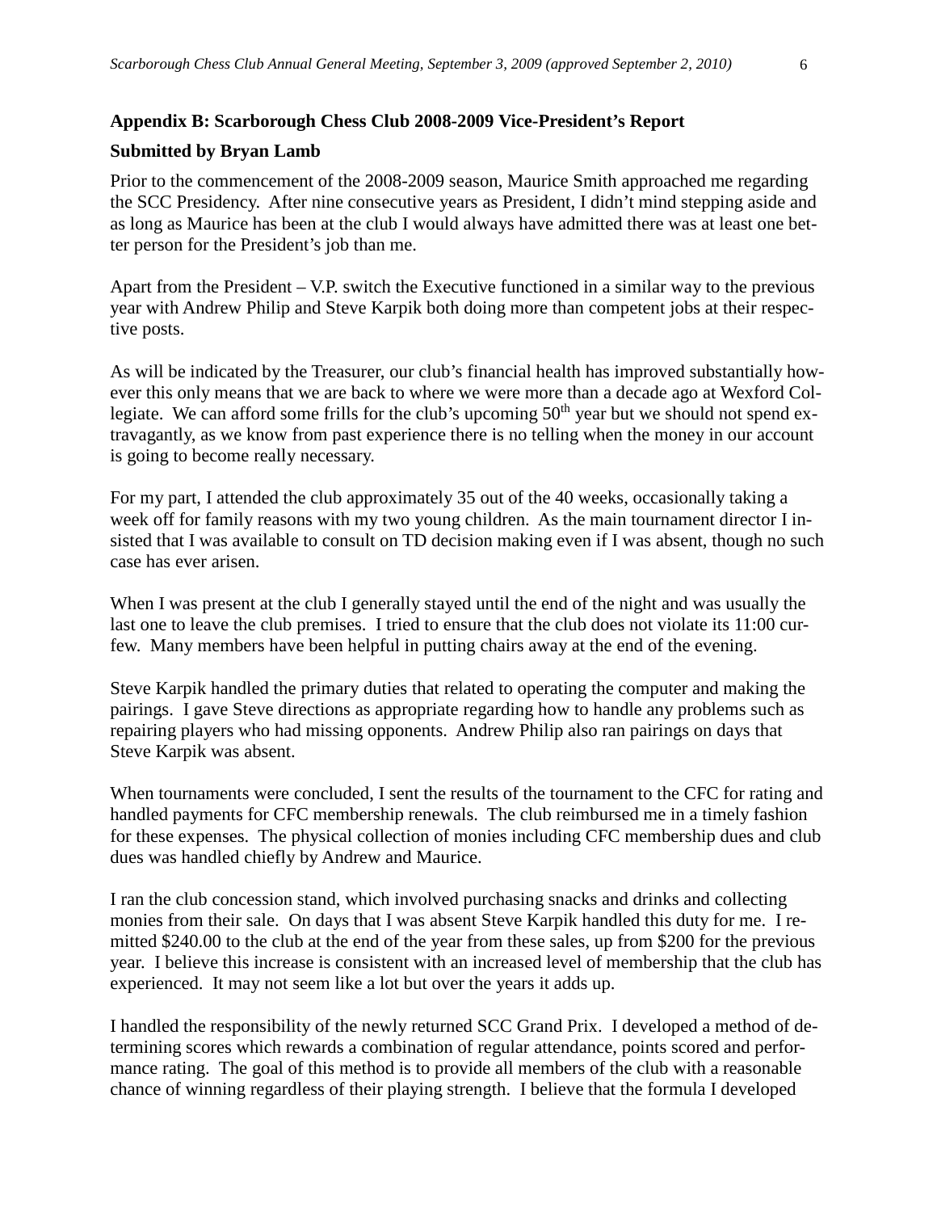**Appendix B: Scarborough Chess Club 2008-2009 Vice-President's Report**

**Submitted by Bryan Lamb**

Prior to the commencement of the 2008-2009 season, Maurice Smith approached me regarding the SCC Presidency. After nine consecutive years as President, I didn't mind stepping aside and as long as Maurice has been at the club I would always have admitted there was at least one better person for the President's job than me.

Apart from the President – V.P. switch the Executive functioned in a similar way to the previous year with Andrew Philip and Steve Karpik both doing more than competent jobs at their respective posts.

As will be indicated by the Treasurer, our club's financial health has improved substantially however this only means that we are back to where we were more than a decade ago at Wexford Collegiate. We can afford some frills for the club's upcoming 50th year but we should not spend extravagantly, as we know from past experience there is no telling when the money in our account is going to become really necessary.

For my part, I attended the club approximately 35 out of the 40 weeks, occasionally taking a week off for family reasons with my two young children. As the main tournament director I insisted that I was available to consult on TD decision making even if I was absent, though no such case has ever arisen.

When I was present at the club I generally stayed until the end of the night and was usually the last one to leave the club premises. I tried to ensure that the club does not violate its 11:00 curfew. Many members have been helpful in putting chairs away at the end of the evening.

Steve Karpik handled the primary duties that related to operating the computer and making the pairings. I gave Steve directions as appropriate regarding how to handle any problems such as repairing players who had missing opponents. Andrew Philip also ran pairings on days that Steve Karpik was absent.

When tournaments were concluded, I sent the results of the tournament to the CFC for rating and handled payments for CFC membership renewals. The club reimbursed me in a timely fashion for these expenses. The physical collection of monies including CFC membership dues and club dues was handled chiefly by Andrew and Maurice.

I ran the club concession stand, which involved purchasing snacks and drinks and collecting monies from their sale. On days that I was absent Steve Karpik handled this duty for me. I remitted $240.00 to the club at the end of the year from these sales, up from $200 for the previous year. I believe this increase is consistent with an increased level of membership that the club has experienced. It may not seem like a lot but over the years it adds up.

I handled the responsibility of the newly returned SCC Grand Prix. I developed a method of determining scores which rewards a combination of regular attendance, points scored and performance rating. The goal of this method is to provide all members of the club with a reasonable chance of winning regardless of their playing strength. I believe that the formula I developed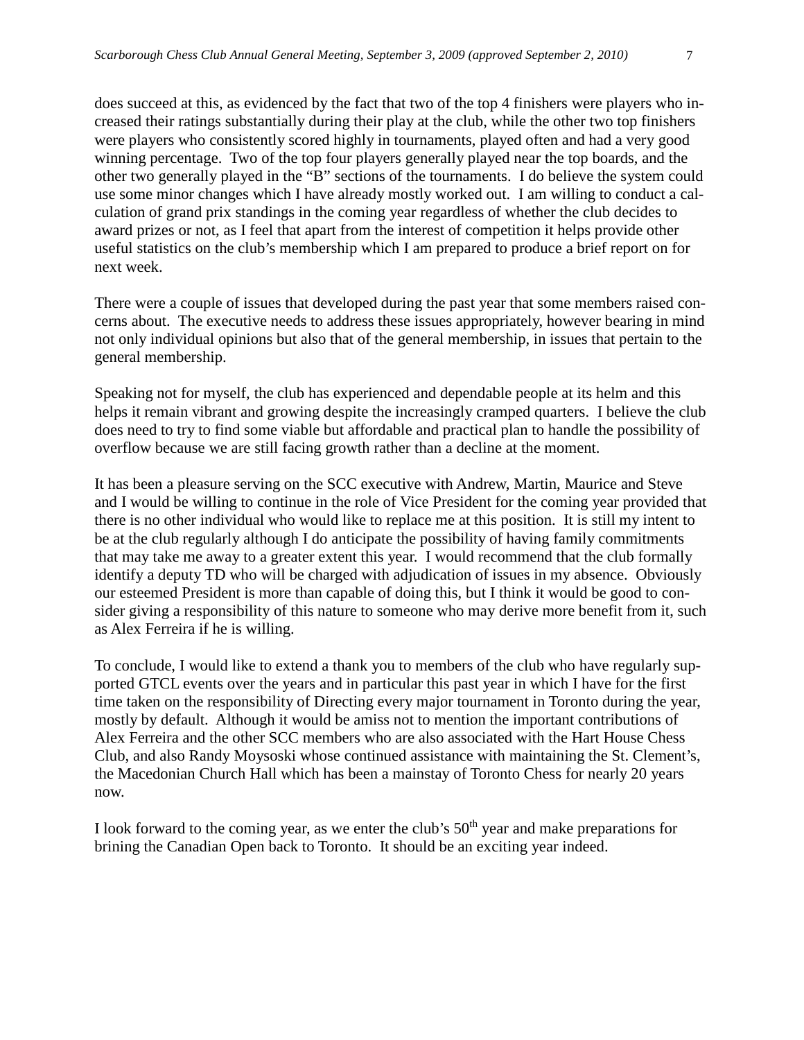does succeed at this, as evidenced by the fact that two of the top 4 finishers were players who increased their ratings substantially during their play at the club, while the other two top finishers were players who consistently scored highly in tournaments, played often and had a very good winning percentage. Two of the top four players generally played near the top boards, and the other two generally played in the "B" sections of the tournaments. I do believe the system could use some minor changes which I have already mostly worked out. I am willing to conduct a calculation of grand prix standings in the coming year regardless of whether the club decides to award prizes or not, as I feel that apart from the interest of competition it helps provide other useful statistics on the club's membership which I am prepared to produce a brief report on for next week.

There were a couple of issues that developed during the past year that some members raised concerns about. The executive needs to address these issues appropriately, however bearing in mind not only individual opinions but also that of the general membership, in issues that pertain to the general membership.

Speaking not for myself, the club has experienced and dependable people at its helm and this helps it remain vibrant and growing despite the increasingly cramped quarters. I believe the club does need to try to find some viable but affordable and practical plan to handle the possibility of overflow because we are still facing growth rather than a decline at the moment.

It has been a pleasure serving on the SCC executive with Andrew, Martin, Maurice and Steve and I would be willing to continue in the role of Vice President for the coming year provided that there is no other individual who would like to replace me at this position. It is still my intent to be at the club regularly although I do anticipate the possibility of having family commitments that may take me away to a greater extent this year. I would recommend that the club formally identify a deputy TD who will be charged with adjudication of issues in my absence. Obviously our esteemed President is more than capable of doing this, but I think it would be good to consider giving a responsibility of this nature to someone who may derive more benefit from it, such as Alex Ferreira if he is willing.

To conclude, I would like to extend a thank you to members of the club who have regularly supported GTCL events over the years and in particular this past year in which I have for the first time taken on the responsibility of Directing every major tournament in Toronto during the year, mostly by default. Although it would be amiss not to mention the important contributions of Alex Ferreira and the other SCC members who are also associated with the Hart House Chess Club, and also Randy Moysoski whose continued assistance with maintaining the St. Clement's, the Macedonian Church Hall which has been a mainstay of Toronto Chess for nearly 20 years now.

I look forward to the coming year, as we enter the club's 50th year and make preparations for brining the Canadian Open back to Toronto. It should be an exciting year indeed.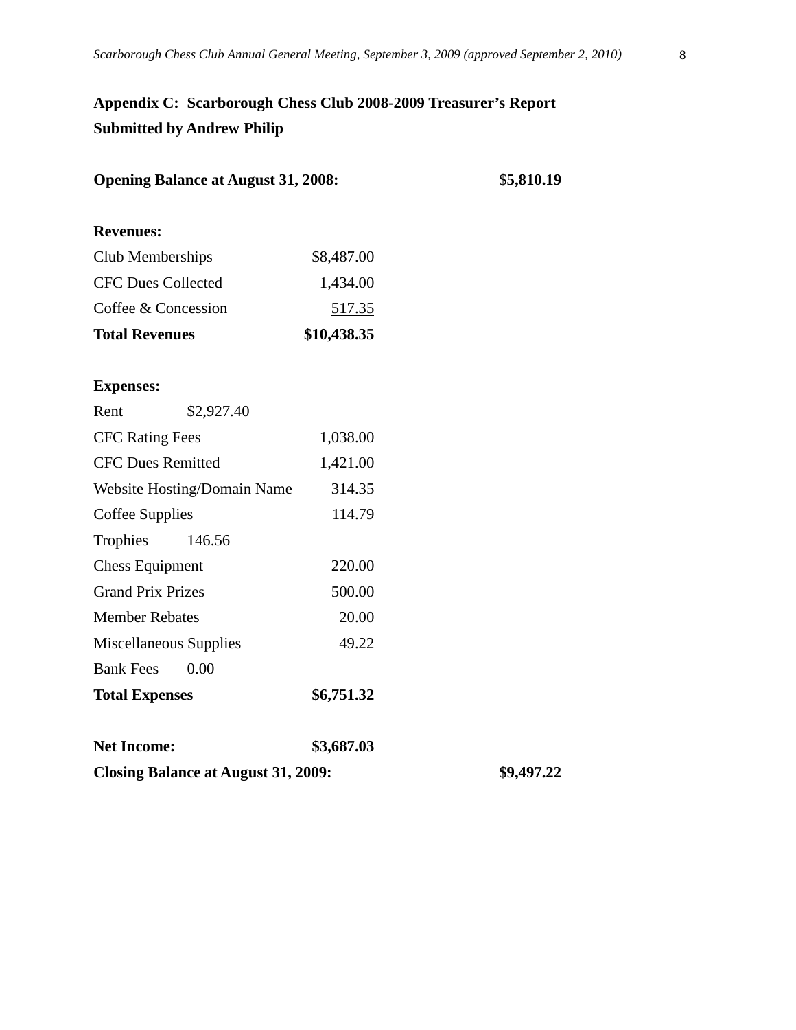## Appendix C: Scarborough Chess Club 2008-2009 Treasurer's Report
## Submitted by Andrew Philip

| | | |
|---|---|---|
| **Opening Balance at August 31, 2008:** | | $**5,810.19** |
| | | |
| **Revenues:** | | |
| Club Memberships | $8,487.00 | |
| CFC Dues Collected | 1,434.00 | |
| Coffee & Concession | 517.35 | |
| **Total Revenues** | **$10,438.35** | |
| | | |
| **Expenses:** | | |
| Rent | $2,927.40 | |
| CFC Rating Fees | 1,038.00 | |
| CFC Dues Remitted | 1,421.00 | |
| Website Hosting/Domain Name | 314.35 | |
| Coffee Supplies | 114.79 | |
| Trophies | 146.56 | |
| Chess Equipment | 220.00 | |
| Grand Prix Prizes | 500.00 | |
| Member Rebates | 20.00 | |
| Miscellaneous Supplies | 49.22 | |
| Bank Fees | 0.00 | |
| **Total Expenses** | **$6,751.32** | |
| | | |
| **Net Income:** | **$3,687.03** | |
| **Closing Balance at August 31, 2009:** | | **$9,497.22** |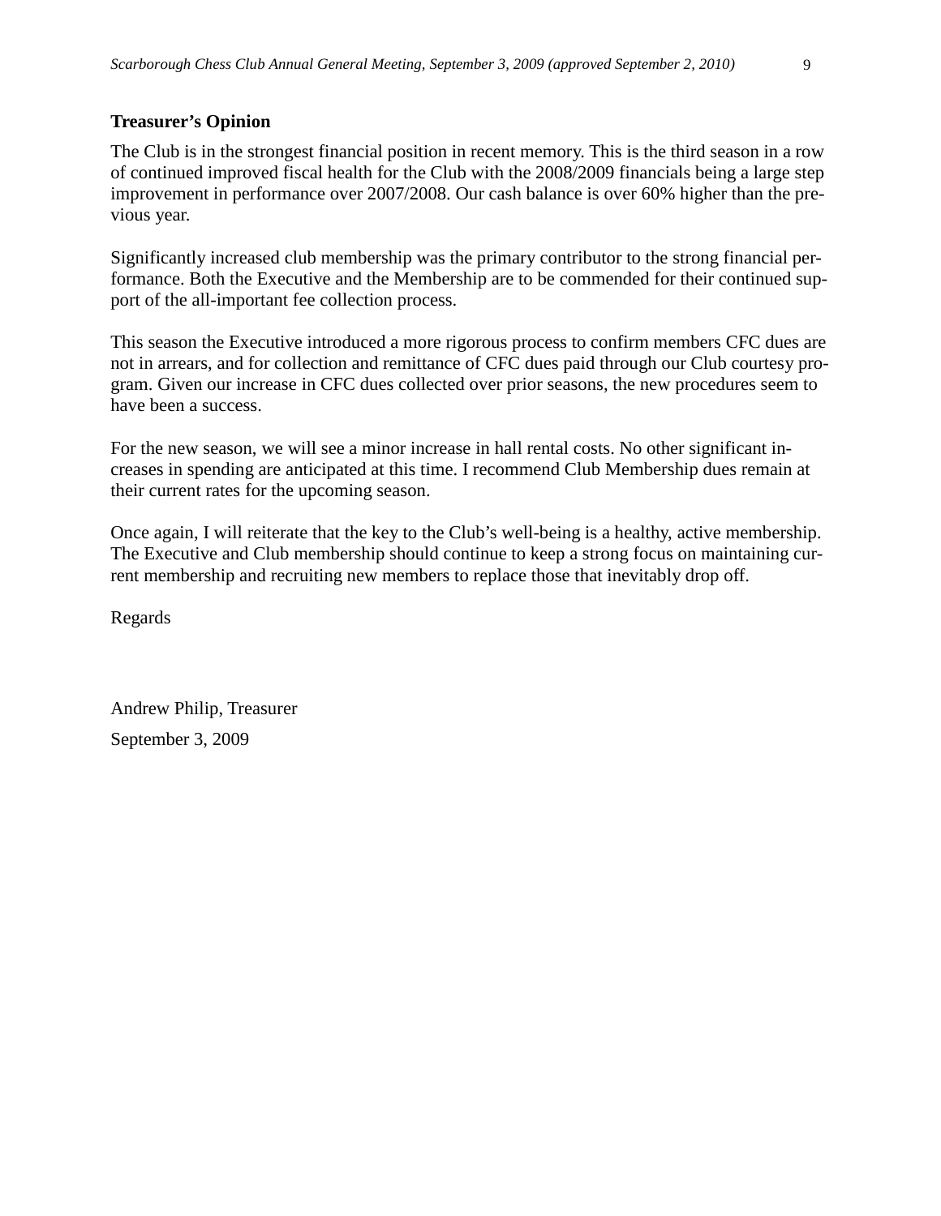## Treasurer's Opinion

The Club is in the strongest financial position in recent memory. This is the third season in a row of continued improved fiscal health for the Club with the 2008/2009 financials being a large step improvement in performance over 2007/2008. Our cash balance is over 60% higher than the previous year.

Significantly increased club membership was the primary contributor to the strong financial performance. Both the Executive and the Membership are to be commended for their continued support of the all-important fee collection process.

This season the Executive introduced a more rigorous process to confirm members CFC dues are not in arrears, and for collection and remittance of CFC dues paid through our Club courtesy program. Given our increase in CFC dues collected over prior seasons, the new procedures seem to have been a success.

For the new season, we will see a minor increase in hall rental costs. No other significant increases in spending are anticipated at this time. I recommend Club Membership dues remain at their current rates for the upcoming season.

Once again, I will reiterate that the key to the Club's well-being is a healthy, active membership. The Executive and Club membership should continue to keep a strong focus on maintaining current membership and recruiting new members to replace those that inevitably drop off.

Regards

Andrew Philip, Treasurer

September 3, 2009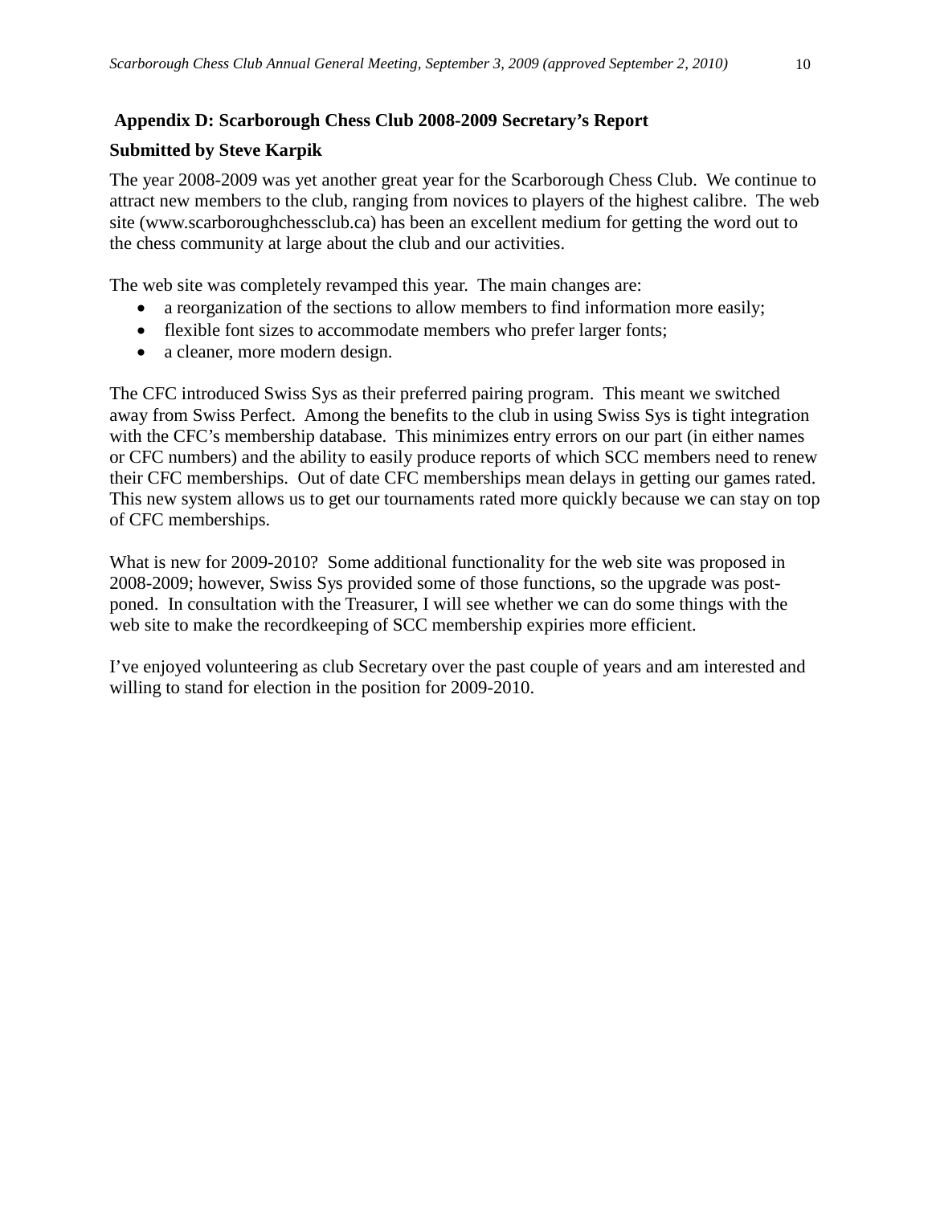## Appendix D: Scarborough Chess Club 2008-2009 Secretary's Report

**Submitted by Steve Karpik**

The year 2008-2009 was yet another great year for the Scarborough Chess Club. We continue to attract new members to the club, ranging from novices to players of the highest calibre. The web site (www.scarboroughchessclub.ca) has been an excellent medium for getting the word out to the chess community at large about the club and our activities.

The web site was completely revamped this year. The main changes are:

- a reorganization of the sections to allow members to find information more easily;
- flexible font sizes to accommodate members who prefer larger fonts;
- a cleaner, more modern design.

The CFC introduced Swiss Sys as their preferred pairing program. This meant we switched away from Swiss Perfect. Among the benefits to the club in using Swiss Sys is tight integration with the CFC's membership database. This minimizes entry errors on our part (in either names or CFC numbers) and the ability to easily produce reports of which SCC members need to renew their CFC memberships. Out of date CFC memberships mean delays in getting our games rated. This new system allows us to get our tournaments rated more quickly because we can stay on top of CFC memberships.

What is new for 2009-2010? Some additional functionality for the web site was proposed in 2008-2009; however, Swiss Sys provided some of those functions, so the upgrade was post-poned. In consultation with the Treasurer, I will see whether we can do some things with the web site to make the recordkeeping of SCC membership expiries more efficient.

I've enjoyed volunteering as club Secretary over the past couple of years and am interested and willing to stand for election in the position for 2009-2010.